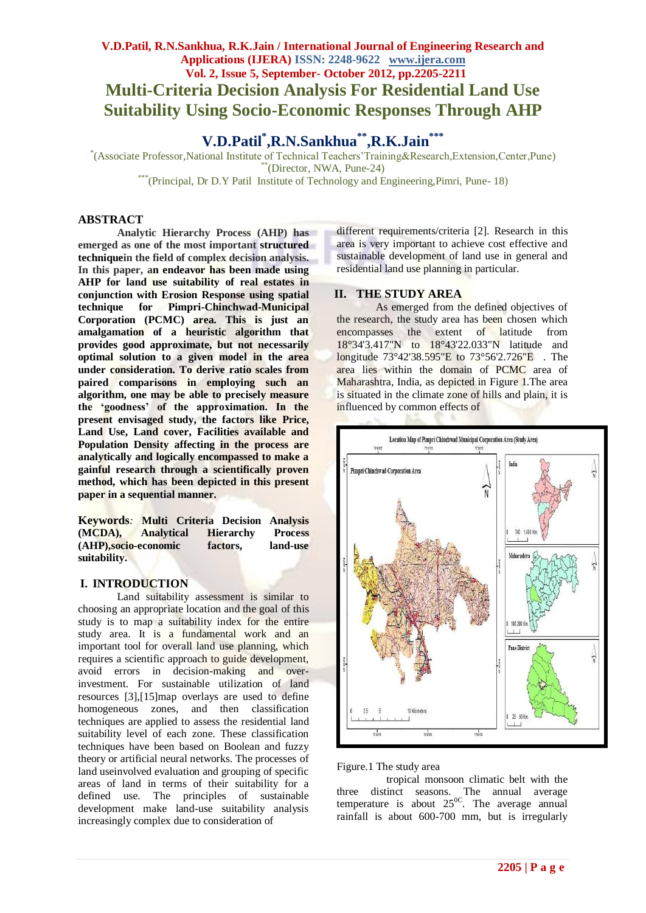# Multi-Criteria Decision Analysis For Residential Land Use Suitability Using Socio-Economic Responses Through AHP

**V.D.Patil*, R.N.Sankhua**, R.K.Jain*****

*(Associate Professor, National Institute of Technical Teachers'Training&Research, Extension, Center, Pune)
**(Director, NWA, Pune-24)
***(Principal, Dr D.Y Patil Institute of Technology and Engineering, Pimri, Pune- 18)

## ABSTRACT

**Analytic Hierarchy Process (AHP) has emerged as one of the most important structured techniquein the field of complex decision analysis. In this paper, an endeavor has been made using AHP for land use suitability of real estates in conjunction with Erosion Response using spatial technique for Pimpri-Chinchwad-Municipal Corporation (PCMC) area. This is just an amalgamation of a heuristic algorithm that provides good approximate, but not necessarily optimal solution to a given model in the area under consideration. To derive ratio scales from paired comparisons in employing such an algorithm, one may be able to precisely measure the 'goodness' of the approximation. In the present envisaged study, the factors like Price, Land Use, Land cover, Facilities available and Population Density affecting in the process are analytically and logically encompassed to make a gainful research through a scientifically proven method, which has been depicted in this present paper in a sequential manner.**

**Keywords***:* **Multi Criteria Decision Analysis (MCDA), Analytical Hierarchy Process (AHP),socio-economic factors, land-use suitability.**

## I. INTRODUCTION

Land suitability assessment is similar to choosing an appropriate location and the goal of this study is to map a suitability index for the entire study area. It is a fundamental work and an important tool for overall land use planning, which requires a scientific approach to guide development, avoid errors in decision-making and over-investment. For sustainable utilization of land resources [3],[15]map overlays are used to define homogeneous zones, and then classification techniques are applied to assess the residential land suitability level of each zone. These classification techniques have been based on Boolean and fuzzy theory or artificial neural networks. The processes of land useinvolved evaluation and grouping of specific areas of land in terms of their suitability for a defined use. The principles of sustainable development make land-use suitability analysis increasingly complex due to consideration of different requirements/criteria [2]. Research in this area is very important to achieve cost effective and sustainable development of land use in general and residential land use planning in particular.

## II. THE STUDY AREA

As emerged from the defined objectives of the research, the study area has been chosen which encompasses the extent of latitude from 18°34'3.417"N to 18°43'22.033"N latitude and longitude 73°42'38.595"E to 73°56'2.726"E . The area lies within the domain of PCMC area of Maharashtra, India, as depicted in Figure 1.The area is situated in the climate zone of hills and plain, it is influenced by common effects of tropical monsoon climatic belt with the three distinct seasons. The annual average temperature is about $25^{0C}$. The average annual rainfall is about 600-700 mm, but is irregularly

Figure.1 The study area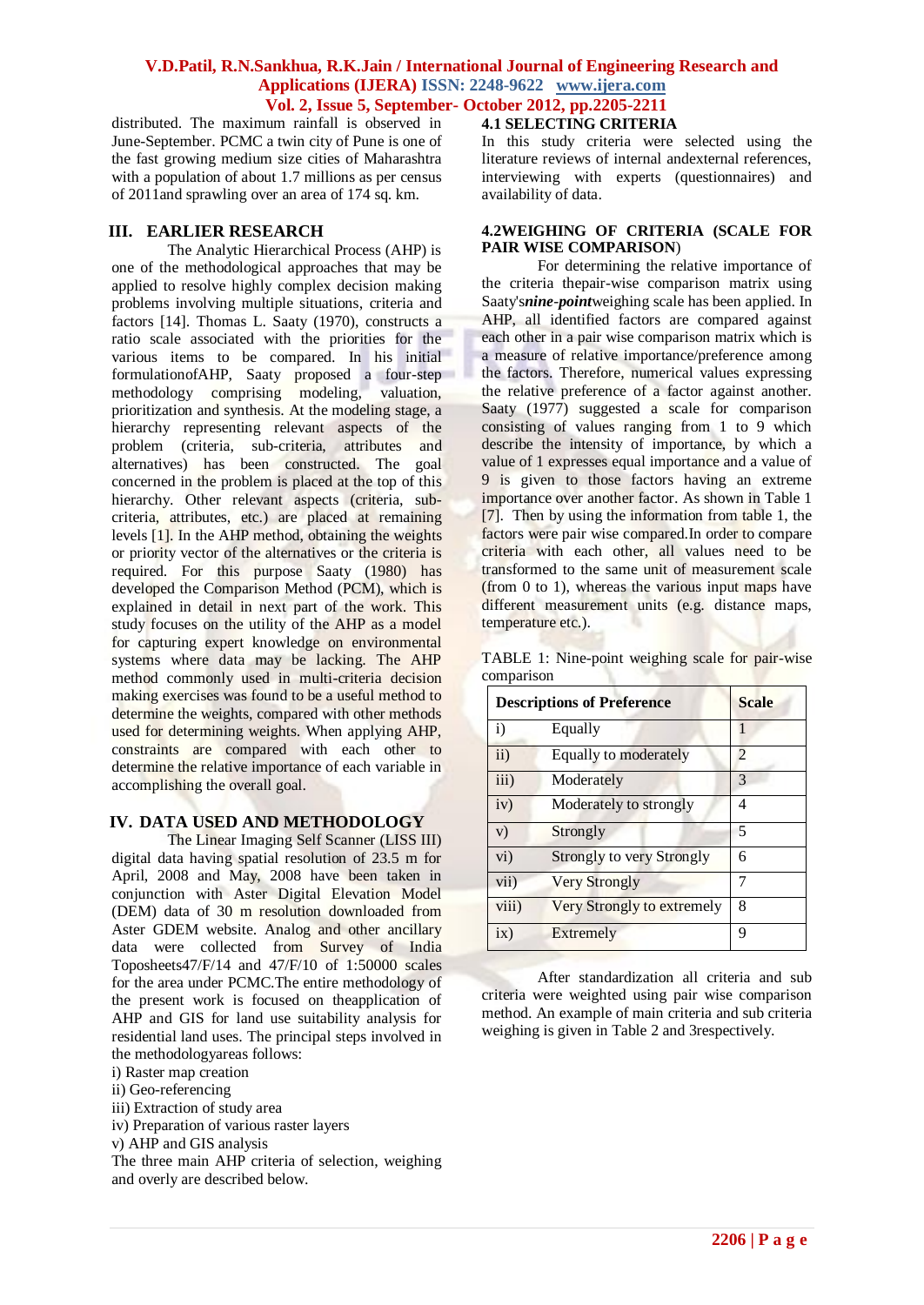distributed. The maximum rainfall is observed in June-September. PCMC a twin city of Pune is one of the fast growing medium size cities of Maharashtra with a population of about 1.7 millions as per census of 2011and sprawling over an area of 174 sq. km.

## III. EARLIER RESEARCH

The Analytic Hierarchical Process (AHP) is one of the methodological approaches that may be applied to resolve highly complex decision making problems involving multiple situations, criteria and factors [14]. Thomas L. Saaty (1970), constructs a ratio scale associated with the priorities for the various items to be compared. In his initial formulationofAHP, Saaty proposed a four-step methodology comprising modeling, valuation, prioritization and synthesis. At the modeling stage, a hierarchy representing relevant aspects of the problem (criteria, sub-criteria, attributes and alternatives) has been constructed. The goal concerned in the problem is placed at the top of this hierarchy. Other relevant aspects (criteria, sub-criteria, attributes, etc.) are placed at remaining levels [1]. In the AHP method, obtaining the weights or priority vector of the alternatives or the criteria is required. For this purpose Saaty (1980) has developed the Comparison Method (PCM), which is explained in detail in next part of the work. This study focuses on the utility of the AHP as a model for capturing expert knowledge on environmental systems where data may be lacking. The AHP method commonly used in multi-criteria decision making exercises was found to be a useful method to determine the weights, compared with other methods used for determining weights. When applying AHP, constraints are compared with each other to determine the relative importance of each variable in accomplishing the overall goal.

## IV. DATA USED AND METHODOLOGY

The Linear Imaging Self Scanner (LISS III) digital data having spatial resolution of 23.5 m for April, 2008 and May, 2008 have been taken in conjunction with Aster Digital Elevation Model (DEM) data of 30 m resolution downloaded from Aster GDEM website. Analog and other ancillary data were collected from Survey of India Toposheets47/F/14 and 47/F/10 of 1:50000 scales for the area under PCMC.The entire methodology of the present work is focused on theapplication of AHP and GIS for land use suitability analysis for residential land uses. The principal steps involved in the methodologyareas follows:

i) Raster map creation
ii) Geo-referencing
iii) Extraction of study area
iv) Preparation of various raster layers
v) AHP and GIS analysis

The three main AHP criteria of selection, weighing and overly are described below.

### 4.1 SELECTING CRITERIA

In this study criteria were selected using the literature reviews of internal andexternal references, interviewing with experts (questionnaires) and availability of data.

### 4.2WEIGHING OF CRITERIA (SCALE FOR PAIR WISE COMPARISON)

For determining the relative importance of the criteria thepair-wise comparison matrix using Saaty's***nine-point***weighing scale has been applied. In AHP, all identified factors are compared against each other in a pair wise comparison matrix which is a measure of relative importance/preference among the factors. Therefore, numerical values expressing the relative preference of a factor against another. Saaty (1977) suggested a scale for comparison consisting of values ranging from 1 to 9 which describe the intensity of importance, by which a value of 1 expresses equal importance and a value of 9 is given to those factors having an extreme importance over another factor. As shown in Table 1 [7]. Then by using the information from table 1, the factors were pair wise compared.In order to compare criteria with each other, all values need to be transformed to the same unit of measurement scale (from 0 to 1), whereas the various input maps have different measurement units (e.g. distance maps, temperature etc.).

TABLE 1: Nine-point weighing scale for pair-wise comparison

| Descriptions of Preference | | Scale |
|---|---|---|
| i) | Equally | 1 |
| ii) | Equally to moderately | 2 |
| iii) | Moderately | 3 |
| iv) | Moderately to strongly | 4 |
| v) | Strongly | 5 |
| vi) | Strongly to very Strongly | 6 |
| vii) | Very Strongly | 7 |
| viii) | Very Strongly to extremely | 8 |
| ix) | Extremely | 9 |

After standardization all criteria and sub criteria were weighted using pair wise comparison method. An example of main criteria and sub criteria weighing is given in Table 2 and 3respectively.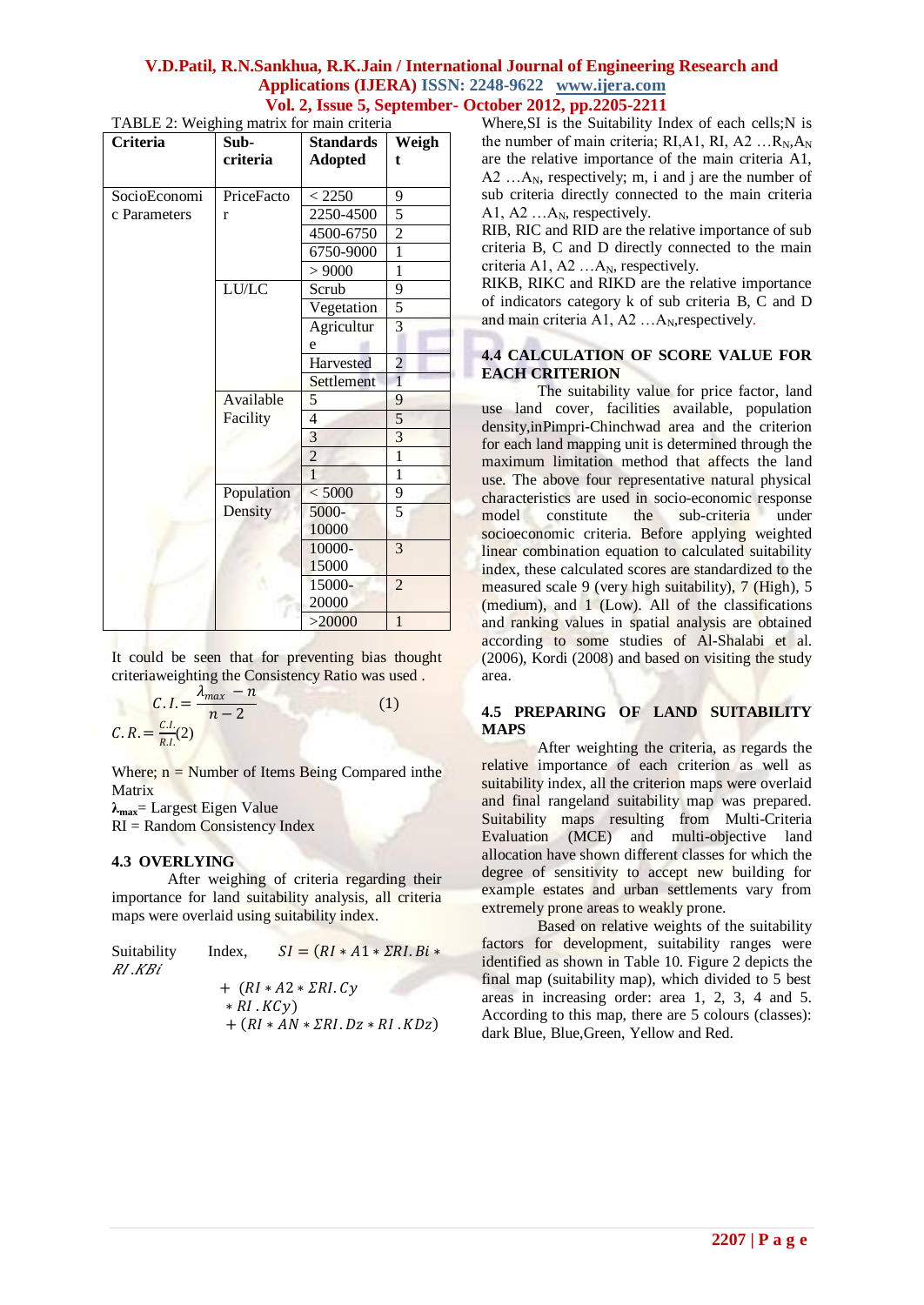TABLE 2: Weighing matrix for main criteria

| Criteria | Sub-criteria | Standards Adopted | Weight |
|---|---|---|---|
| SocioEconomic Parameters | PriceFactor | < 2250 | 9 |
| | | 2250-4500 | 5 |
| | | 4500-6750 | 2 |
| | | 6750-9000 | 1 |
| | | > 9000 | 1 |
| | LU/LC | Scrub | 9 |
| | | Vegetation | 5 |
| | | Agriculture | 3 |
| | | Harvested | 2 |
| | | Settlement | 1 |
| | Available Facility | 5 | 9 |
| | | 4 | 5 |
| | | 3 | 3 |
| | | 2 | 1 |
| | | 1 | 1 |
| | Population Density | < 5000 | 9 |
| | | 5000-10000 | 5 |
| | | 10000-15000 | 3 |
| | | 15000-20000 | 2 |
| | | >20000 | 1 |

It could be seen that for preventing bias thought criteriaweighting the Consistency Ratio was used .

$$C.I. = \frac{\lambda_{max} - n}{n-2} \quad (1)$$

$$C.R. = \frac{C.I.}{R.I.} \quad (2)$$

Where; n = Number of Items Being Compared inthe Matrix

$\lambda_{max}$= Largest Eigen Value

RI = Random Consistency Index

### 4.3 OVERLYING

After weighing of criteria regarding their importance for land suitability analysis, all criteria maps were overlaid using suitability index.

Suitability Index, $SI = (RI * A1 * \Sigma RI.Bi * RI.KBi$

$+ (RI * A2 * \Sigma RI.Cy * RI.KCy)$

$+ (RI * AN * \Sigma RI.Dz * RI.KDz)$

Where,SI is the Suitability Index of each cells;N is the number of main criteria; RI,A1, RI, A2 …$R_N$,$A_N$ are the relative importance of the main criteria A1, A2 …$A_N$, respectively; m, i and j are the number of sub criteria directly connected to the main criteria A1, A2 …$A_N$, respectively.

RIB, RIC and RID are the relative importance of sub criteria B, C and D directly connected to the main criteria A1, A2 …$A_N$, respectively.

RIKB, RIKC and RIKD are the relative importance of indicators category k of sub criteria B, C and D and main criteria A1, A2 …$A_N$,respectively.

### 4.4 CALCULATION OF SCORE VALUE FOR EACH CRITERION

The suitability value for price factor, land use land cover, facilities available, population density,inPimpri-Chinchwad area and the criterion for each land mapping unit is determined through the maximum limitation method that affects the land use. The above four representative natural physical characteristics are used in socio-economic response model constitute the sub-criteria under socioeconomic criteria. Before applying weighted linear combination equation to calculated suitability index, these calculated scores are standardized to the measured scale 9 (very high suitability), 7 (High), 5 (medium), and 1 (Low). All of the classifications and ranking values in spatial analysis are obtained according to some studies of Al-Shalabi et al. (2006), Kordi (2008) and based on visiting the study area.

### 4.5 PREPARING OF LAND SUITABILITY MAPS

After weighting the criteria, as regards the relative importance of each criterion as well as suitability index, all the criterion maps were overlaid and final rangeland suitability map was prepared. Suitability maps resulting from Multi-Criteria Evaluation (MCE) and multi-objective land allocation have shown different classes for which the degree of sensitivity to accept new building for example estates and urban settlements vary from extremely prone areas to weakly prone.

Based on relative weights of the suitability factors for development, suitability ranges were identified as shown in Table 10. Figure 2 depicts the final map (suitability map), which divided to 5 best areas in increasing order: area 1, 2, 3, 4 and 5. According to this map, there are 5 colours (classes): dark Blue, Blue,Green, Yellow and Red.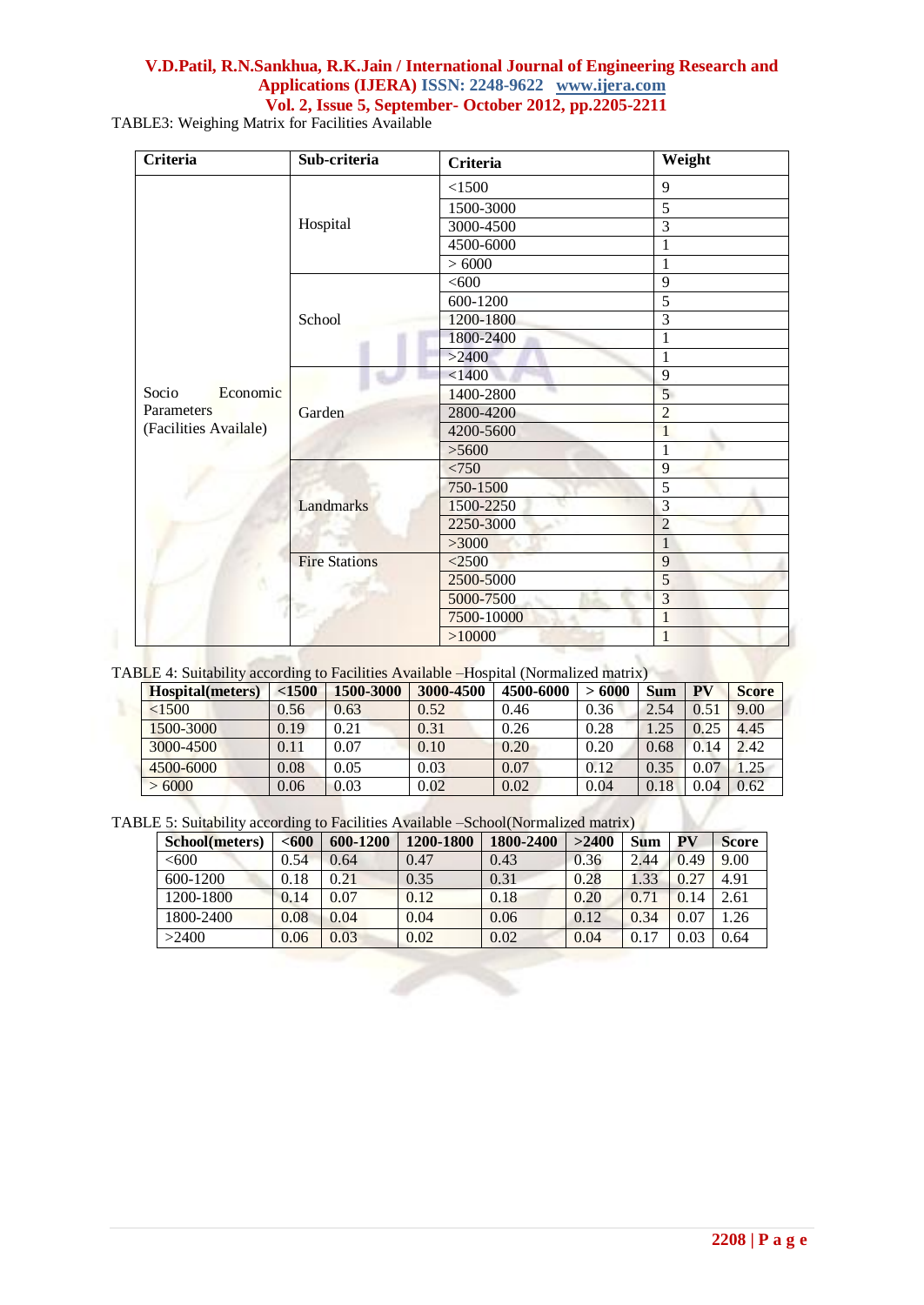TABLE3: Weighing Matrix for Facilities Available

| Criteria | Sub-criteria | Criteria | Weight |
|---|---|---|---|
| Socio Economic Parameters (Facilities Availale) | Hospital | <1500 | 9 |
| | | 1500-3000 | 5 |
| | | 3000-4500 | 3 |
| | | 4500-6000 | 1 |
| | | > 6000 | 1 |
| | School | <600 | 9 |
| | | 600-1200 | 5 |
| | | 1200-1800 | 3 |
| | | 1800-2400 | 1 |
| | | >2400 | 1 |
| | Garden | <1400 | 9 |
| | | 1400-2800 | 5 |
| | | 2800-4200 | 2 |
| | | 4200-5600 | 1 |
| | | >5600 | 1 |
| | Landmarks | <750 | 9 |
| | | 750-1500 | 5 |
| | | 1500-2250 | 3 |
| | | 2250-3000 | 2 |
| | | >3000 | 1 |
| | Fire Stations | <2500 | 9 |
| | | 2500-5000 | 5 |
| | | 5000-7500 | 3 |
| | | 7500-10000 | 1 |
| | | >10000 | 1 |

TABLE 4: Suitability according to Facilities Available –Hospital (Normalized matrix)

| Hospital(meters) | <1500 | 1500-3000 | 3000-4500 | 4500-6000 | > 6000 | Sum | PV | Score |
|---|---|---|---|---|---|---|---|---|
| <1500 | 0.56 | 0.63 | 0.52 | 0.46 | 0.36 | 2.54 | 0.51 | 9.00 |
| 1500-3000 | 0.19 | 0.21 | 0.31 | 0.26 | 0.28 | 1.25 | 0.25 | 4.45 |
| 3000-4500 | 0.11 | 0.07 | 0.10 | 0.20 | 0.20 | 0.68 | 0.14 | 2.42 |
| 4500-6000 | 0.08 | 0.05 | 0.03 | 0.07 | 0.12 | 0.35 | 0.07 | 1.25 |
| > 6000 | 0.06 | 0.03 | 0.02 | 0.02 | 0.04 | 0.18 | 0.04 | 0.62 |

TABLE 5: Suitability according to Facilities Available –School(Normalized matrix)

| School(meters) | <600 | 600-1200 | 1200-1800 | 1800-2400 | >2400 | Sum | PV | Score |
|---|---|---|---|---|---|---|---|---|
| <600 | 0.54 | 0.64 | 0.47 | 0.43 | 0.36 | 2.44 | 0.49 | 9.00 |
| 600-1200 | 0.18 | 0.21 | 0.35 | 0.31 | 0.28 | 1.33 | 0.27 | 4.91 |
| 1200-1800 | 0.14 | 0.07 | 0.12 | 0.18 | 0.20 | 0.71 | 0.14 | 2.61 |
| 1800-2400 | 0.08 | 0.04 | 0.04 | 0.06 | 0.12 | 0.34 | 0.07 | 1.26 |
| >2400 | 0.06 | 0.03 | 0.02 | 0.02 | 0.04 | 0.17 | 0.03 | 0.64 |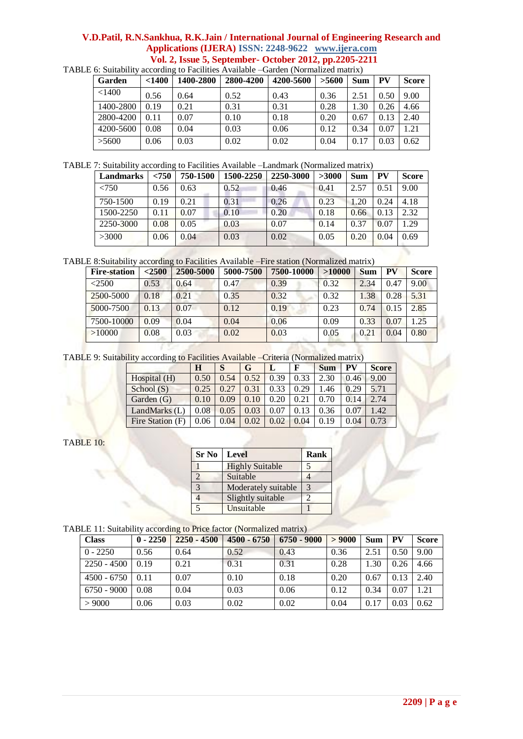TABLE 6: Suitability according to Facilities Available –Garden (Normalized matrix)

| Garden | <1400 | 1400-2800 | 2800-4200 | 4200-5600 | >5600 | Sum | PV | Score |
|---|---|---|---|---|---|---|---|---|
| <1400 | 0.56 | 0.64 | 0.52 | 0.43 | 0.36 | 2.51 | 0.50 | 9.00 |
| 1400-2800 | 0.19 | 0.21 | 0.31 | 0.31 | 0.28 | 1.30 | 0.26 | 4.66 |
| 2800-4200 | 0.11 | 0.07 | 0.10 | 0.18 | 0.20 | 0.67 | 0.13 | 2.40 |
| 4200-5600 | 0.08 | 0.04 | 0.03 | 0.06 | 0.12 | 0.34 | 0.07 | 1.21 |
| >5600 | 0.06 | 0.03 | 0.02 | 0.02 | 0.04 | 0.17 | 0.03 | 0.62 |

TABLE 7: Suitability according to Facilities Available –Landmark (Normalized matrix)

| Landmarks | <750 | 750-1500 | 1500-2250 | 2250-3000 | >3000 | Sum | PV | Score |
|---|---|---|---|---|---|---|---|---|
| <750 | 0.56 | 0.63 | 0.52 | 0.46 | 0.41 | 2.57 | 0.51 | 9.00 |
| 750-1500 | 0.19 | 0.21 | 0.31 | 0.26 | 0.23 | 1.20 | 0.24 | 4.18 |
| 1500-2250 | 0.11 | 0.07 | 0.10 | 0.20 | 0.18 | 0.66 | 0.13 | 2.32 |
| 2250-3000 | 0.08 | 0.05 | 0.03 | 0.07 | 0.14 | 0.37 | 0.07 | 1.29 |
| >3000 | 0.06 | 0.04 | 0.03 | 0.02 | 0.05 | 0.20 | 0.04 | 0.69 |

TABLE 8:Suitability according to Facilities Available –Fire station (Normalized matrix)

| Fire-station | <2500 | 2500-5000 | 5000-7500 | 7500-10000 | >10000 | Sum | PV | Score |
|---|---|---|---|---|---|---|---|---|
| <2500 | 0.53 | 0.64 | 0.47 | 0.39 | 0.32 | 2.34 | 0.47 | 9.00 |
| 2500-5000 | 0.18 | 0.21 | 0.35 | 0.32 | 0.32 | 1.38 | 0.28 | 5.31 |
| 5000-7500 | 0.13 | 0.07 | 0.12 | 0.19 | 0.23 | 0.74 | 0.15 | 2.85 |
| 7500-10000 | 0.09 | 0.04 | 0.04 | 0.06 | 0.09 | 0.33 | 0.07 | 1.25 |
| >10000 | 0.08 | 0.03 | 0.02 | 0.03 | 0.05 | 0.21 | 0.04 | 0.80 |

TABLE 9: Suitability according to Facilities Available –Criteria (Normalized matrix)

| | H | S | G | L | F | Sum | PV | Score |
|---|---|---|---|---|---|---|---|---|
| Hospital (H) | 0.50 | 0.54 | 0.52 | 0.39 | 0.33 | 2.30 | 0.46 | 9.00 |
| School (S) | 0.25 | 0.27 | 0.31 | 0.33 | 0.29 | 1.46 | 0.29 | 5.71 |
| Garden (G) | 0.10 | 0.09 | 0.10 | 0.20 | 0.21 | 0.70 | 0.14 | 2.74 |
| LandMarks (L) | 0.08 | 0.05 | 0.03 | 0.07 | 0.13 | 0.36 | 0.07 | 1.42 |
| Fire Station (F) | 0.06 | 0.04 | 0.02 | 0.02 | 0.04 | 0.19 | 0.04 | 0.73 |

TABLE 10:

| Sr No | Level | Rank |
|---|---|---|
| 1 | Highly Suitable | 5 |
| 2 | Suitable | 4 |
| 3 | Moderately suitable | 3 |
| 4 | Slightly suitable | 2 |
| 5 | Unsuitable | 1 |

TABLE 11: Suitability according to Price factor (Normalized matrix)

| Class | 0 - 2250 | 2250 - 4500 | 4500 - 6750 | 6750 - 9000 | > 9000 | Sum | PV | Score |
|---|---|---|---|---|---|---|---|---|
| 0 - 2250 | 0.56 | 0.64 | 0.52 | 0.43 | 0.36 | 2.51 | 0.50 | 9.00 |
| 2250 - 4500 | 0.19 | 0.21 | 0.31 | 0.31 | 0.28 | 1.30 | 0.26 | 4.66 |
| 4500 - 6750 | 0.11 | 0.07 | 0.10 | 0.18 | 0.20 | 0.67 | 0.13 | 2.40 |
| 6750 - 9000 | 0.08 | 0.04 | 0.03 | 0.06 | 0.12 | 0.34 | 0.07 | 1.21 |
| > 9000 | 0.06 | 0.03 | 0.02 | 0.02 | 0.04 | 0.17 | 0.03 | 0.62 |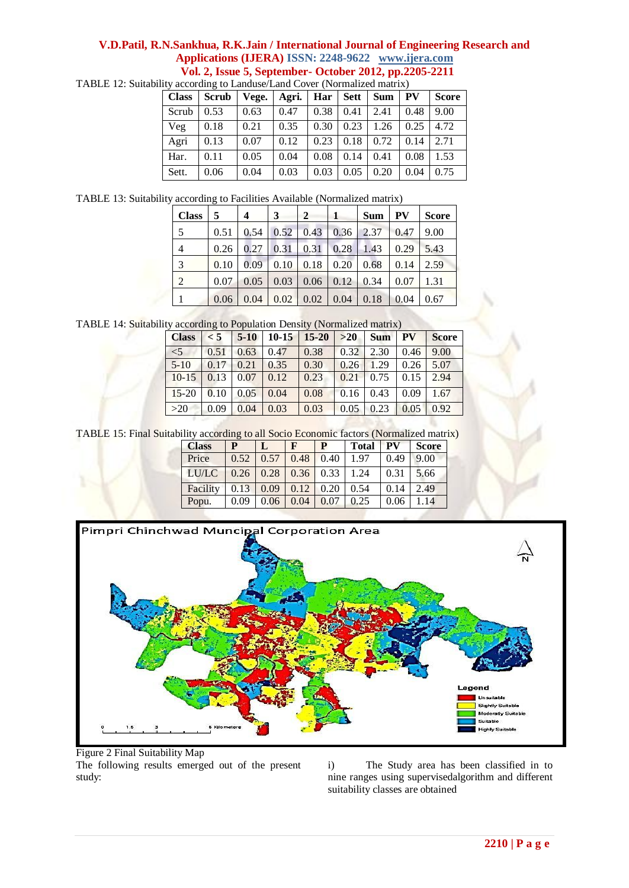TABLE 12: Suitability according to Landuse/Land Cover (Normalized matrix)

| Class | Scrub | Vege. | Agri. | Har | Sett | Sum | PV | Score |
|---|---|---|---|---|---|---|---|---|
| Scrub | 0.53 | 0.63 | 0.47 | 0.38 | 0.41 | 2.41 | 0.48 | 9.00 |
| Veg | 0.18 | 0.21 | 0.35 | 0.30 | 0.23 | 1.26 | 0.25 | 4.72 |
| Agri | 0.13 | 0.07 | 0.12 | 0.23 | 0.18 | 0.72 | 0.14 | 2.71 |
| Har. | 0.11 | 0.05 | 0.04 | 0.08 | 0.14 | 0.41 | 0.08 | 1.53 |
| Sett. | 0.06 | 0.04 | 0.03 | 0.03 | 0.05 | 0.20 | 0.04 | 0.75 |

TABLE 13: Suitability according to Facilities Available (Normalized matrix)

| Class | 5 | 4 | 3 | 2 | 1 | Sum | PV | Score |
|---|---|---|---|---|---|---|---|---|
| 5 | 0.51 | 0.54 | 0.52 | 0.43 | 0.36 | 2.37 | 0.47 | 9.00 |
| 4 | 0.26 | 0.27 | 0.31 | 0.31 | 0.28 | 1.43 | 0.29 | 5.43 |
| 3 | 0.10 | 0.09 | 0.10 | 0.18 | 0.20 | 0.68 | 0.14 | 2.59 |
| 2 | 0.07 | 0.05 | 0.03 | 0.06 | 0.12 | 0.34 | 0.07 | 1.31 |
| 1 | 0.06 | 0.04 | 0.02 | 0.02 | 0.04 | 0.18 | 0.04 | 0.67 |

TABLE 14: Suitability according to Population Density (Normalized matrix)

| Class | < 5 | 5-10 | 10-15 | 15-20 | >20 | Sum | PV | Score |
|---|---|---|---|---|---|---|---|---|
| <5 | 0.51 | 0.63 | 0.47 | 0.38 | 0.32 | 2.30 | 0.46 | 9.00 |
| 5-10 | 0.17 | 0.21 | 0.35 | 0.30 | 0.26 | 1.29 | 0.26 | 5.07 |
| 10-15 | 0.13 | 0.07 | 0.12 | 0.23 | 0.21 | 0.75 | 0.15 | 2.94 |
| 15-20 | 0.10 | 0.05 | 0.04 | 0.08 | 0.16 | 0.43 | 0.09 | 1.67 |
| >20 | 0.09 | 0.04 | 0.03 | 0.03 | 0.05 | 0.23 | 0.05 | 0.92 |

TABLE 15: Final Suitability according to all Socio Economic factors (Normalized matrix)

| Class | P | L | F | P | Total | PV | Score |
|---|---|---|---|---|---|---|---|
| Price | 0.52 | 0.57 | 0.48 | 0.40 | 1.97 | 0.49 | 9.00 |
| LU/LC | 0.26 | 0.28 | 0.36 | 0.33 | 1.24 | 0.31 | 5.66 |
| Facility | 0.13 | 0.09 | 0.12 | 0.20 | 0.54 | 0.14 | 2.49 |
| Popu. | 0.09 | 0.06 | 0.04 | 0.07 | 0.25 | 0.06 | 1.14 |

Figure 2 Final Suitability Map

The following results emerged out of the present study:

i) The Study area has been classified in to nine ranges using supervisedalgorithm and different suitability classes are obtained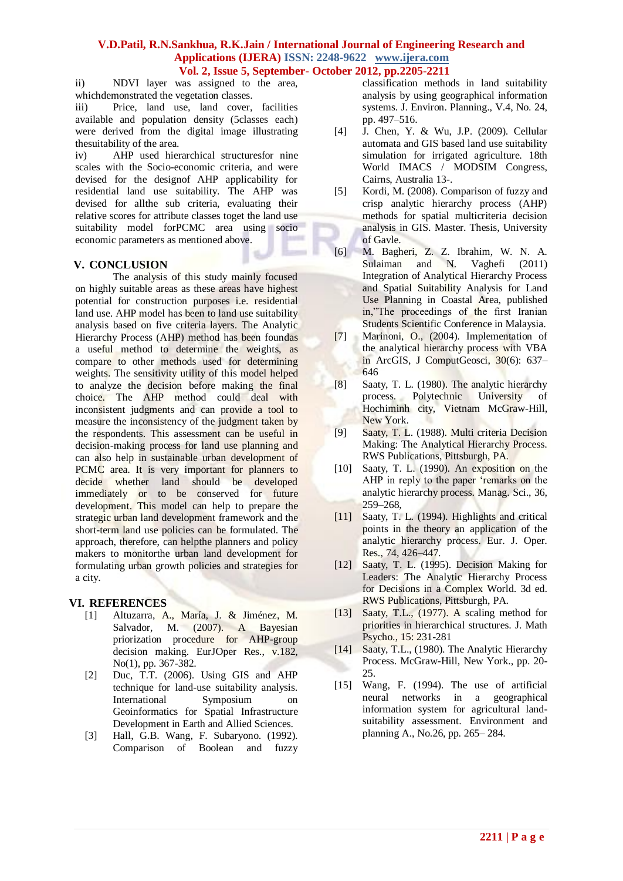ii) NDVI layer was assigned to the area, whichdemonstrated the vegetation classes.

iii) Price, land use, land cover, facilities available and population density (5classes each) were derived from the digital image illustrating thesuitability of the area.

iv) AHP used hierarchical structuresfor nine scales with the Socio-economic criteria, and were devised for the designof AHP applicability for residential land use suitability. The AHP was devised for allthe sub criteria, evaluating their relative scores for attribute classes toget the land use suitability model forPCMC area using socio economic parameters as mentioned above.

## V. CONCLUSION

The analysis of this study mainly focused on highly suitable areas as these areas have highest potential for construction purposes i.e. residential land use. AHP model has been to land use suitability analysis based on five criteria layers. The Analytic Hierarchy Process (AHP) method has been foundas a useful method to determine the weights, as compare to other methods used for determining weights. The sensitivity utility of this model helped to analyze the decision before making the final choice. The AHP method could deal with inconsistent judgments and can provide a tool to measure the inconsistency of the judgment taken by the respondents. This assessment can be useful in decision-making process for land use planning and can also help in sustainable urban development of PCMC area. It is very important for planners to decide whether land should be developed immediately or to be conserved for future development. This model can help to prepare the strategic urban land development framework and the short-term land use policies can be formulated. The approach, therefore, can helpthe planners and policy makers to monitorthe urban land development for formulating urban growth policies and strategies for a city.

## VI. REFERENCES

[1] Altuzarra, A., María, J. & Jiménez, M. Salvador, M. (2007). A Bayesian priorization procedure for AHP-group decision making. EurJOper Res., v.182, No(1), pp. 367-382.

[2] Duc, T.T. (2006). Using GIS and AHP technique for land-use suitability analysis. International Symposium on Geoinformatics for Spatial Infrastructure Development in Earth and Allied Sciences.

[3] Hall, G.B. Wang, F. Subaryono. (1992). Comparison of Boolean and fuzzy classification methods in land suitability analysis by using geographical information systems. J. Environ. Planning., V.4, No. 24, pp. 497–516.

[4] J. Chen, Y. & Wu, J.P. (2009). Cellular automata and GIS based land use suitability simulation for irrigated agriculture. 18th World IMACS / MODSIM Congress, Cairns, Australia 13-.

[5] Kordi, M. (2008). Comparison of fuzzy and crisp analytic hierarchy process (AHP) methods for spatial multicriteria decision analysis in GIS. Master. Thesis, University of Gavle.

[6] M. Bagheri, Z. Z. Ibrahim, W. N. A. Sulaiman and N. Vaghefi (2011) Integration of Analytical Hierarchy Process and Spatial Suitability Analysis for Land Use Planning in Coastal Area, published in,"The proceedings of the first Iranian Students Scientific Conference in Malaysia.

[7] Marinoni, O., (2004). Implementation of the analytical hierarchy process with VBA in ArcGIS, J ComputGeosci, 30(6): 637–646

[8] Saaty, T. L. (1980). The analytic hierarchy process. Polytechnic University of Hochiminh city, Vietnam McGraw-Hill, New York.

[9] Saaty, T. L. (1988). Multi criteria Decision Making: The Analytical Hierarchy Process. RWS Publications, Pittsburgh, PA.

[10] Saaty, T. L. (1990). An exposition on the AHP in reply to the paper 'remarks on the analytic hierarchy process. Manag. Sci., 36, 259–268,

[11] Saaty, T. L. (1994). Highlights and critical points in the theory an application of the analytic hierarchy process. Eur. J. Oper. Res., 74, 426–447.

[12] Saaty, T. L. (1995). Decision Making for Leaders: The Analytic Hierarchy Process for Decisions in a Complex World. 3d ed. RWS Publications, Pittsburgh, PA.

[13] Saaty, T.L., (1977). A scaling method for priorities in hierarchical structures. J. Math Psycho., 15: 231-281

[14] Saaty, T.L., (1980). The Analytic Hierarchy Process. McGraw-Hill, New York., pp. 20-25.

[15] Wang, F. (1994). The use of artificial neural networks in a geographical information system for agricultural land-suitability assessment. Environment and planning A., No.26, pp. 265– 284.